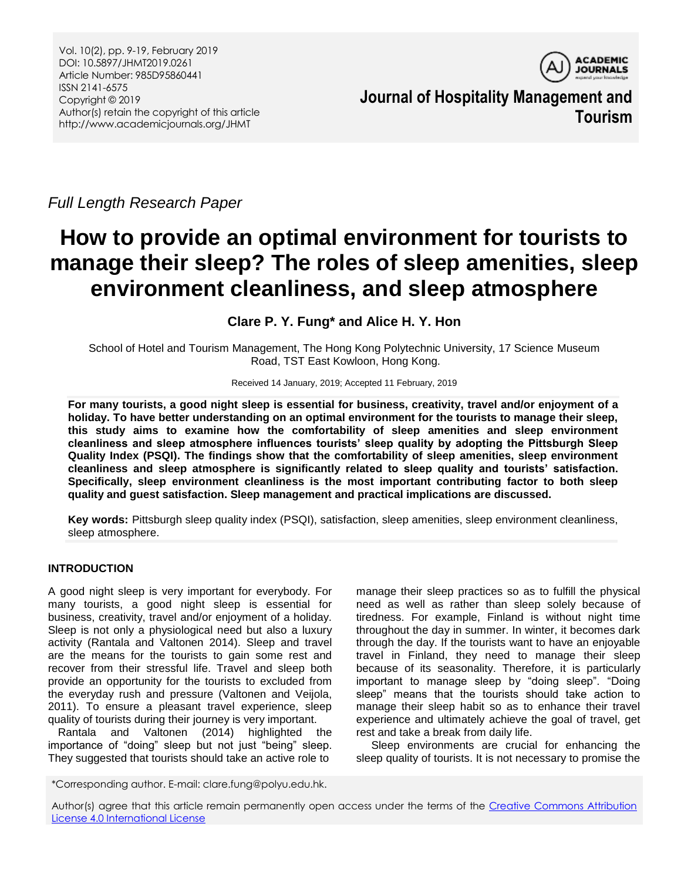Vol. 10(2), pp. 9-19, February 2019
DOI: 10.5897/JHMT2019.0261
Article Number: 985D95860441
ISSN 2141-6575
Copyright © 2019
Author(s) retain the copyright of this article
http://www.academicjournals.org/JHMT

**Journal of Hospitality Management and Tourism**

*Full Length Research Paper*

# How to provide an optimal environment for tourists to manage their sleep? The roles of sleep amenities, sleep environment cleanliness, and sleep atmosphere

**Clare P. Y. Fung* and Alice H. Y. Hon**

School of Hotel and Tourism Management, The Hong Kong Polytechnic University, 17 Science Museum Road, TST East Kowloon, Hong Kong.

Received 14 January, 2019; Accepted 11 February, 2019

**For many tourists, a good night sleep is essential for business, creativity, travel and/or enjoyment of a holiday. To have better understanding on an optimal environment for the tourists to manage their sleep, this study aims to examine how the comfortability of sleep amenities and sleep environment cleanliness and sleep atmosphere influences tourists' sleep quality by adopting the Pittsburgh Sleep Quality Index (PSQI). The findings show that the comfortability of sleep amenities, sleep environment cleanliness and sleep atmosphere is significantly related to sleep quality and tourists' satisfaction. Specifically, sleep environment cleanliness is the most important contributing factor to both sleep quality and guest satisfaction. Sleep management and practical implications are discussed.**

**Key words:** Pittsburgh sleep quality index (PSQI), satisfaction, sleep amenities, sleep environment cleanliness, sleep atmosphere.

## INTRODUCTION

A good night sleep is very important for everybody. For many tourists, a good night sleep is essential for business, creativity, travel and/or enjoyment of a holiday. Sleep is not only a physiological need but also a luxury activity (Rantala and Valtonen 2014). Sleep and travel are the means for the tourists to gain some rest and recover from their stressful life. Travel and sleep both provide an opportunity for the tourists to excluded from the everyday rush and pressure (Valtonen and Veijola, 2011). To ensure a pleasant travel experience, sleep quality of tourists during their journey is very important.

Rantala and Valtonen (2014) highlighted the importance of "doing" sleep but not just "being" sleep. They suggested that tourists should take an active role to manage their sleep practices so as to fulfill the physical need as well as rather than sleep solely because of tiredness. For example, Finland is without night time throughout the day in summer. In winter, it becomes dark through the day. If the tourists want to have an enjoyable travel in Finland, they need to manage their sleep because of its seasonality. Therefore, it is particularly important to manage sleep by "doing sleep". "Doing sleep" means that the tourists should take action to manage their sleep habit so as to enhance their travel experience and ultimately achieve the goal of travel, get rest and take a break from daily life.

Sleep environments are crucial for enhancing the sleep quality of tourists. It is not necessary to promise the

*Corresponding author. E-mail: clare.fung@polyu.edu.hk.

Author(s) agree that this article remain permanently open access under the terms of the Creative Commons Attribution License 4.0 International License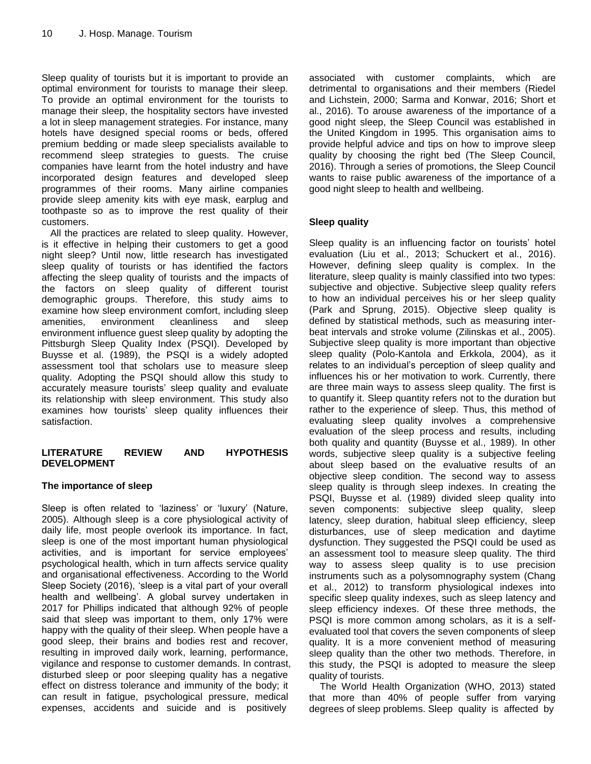Sleep quality of tourists but it is important to provide an optimal environment for tourists to manage their sleep. To provide an optimal environment for the tourists to manage their sleep, the hospitality sectors have invested a lot in sleep management strategies. For instance, many hotels have designed special rooms or beds, offered premium bedding or made sleep specialists available to recommend sleep strategies to guests. The cruise companies have learnt from the hotel industry and have incorporated design features and developed sleep programmes of their rooms. Many airline companies provide sleep amenity kits with eye mask, earplug and toothpaste so as to improve the rest quality of their customers.

All the practices are related to sleep quality. However, is it effective in helping their customers to get a good night sleep? Until now, little research has investigated sleep quality of tourists or has identified the factors affecting the sleep quality of tourists and the impacts of the factors on sleep quality of different tourist demographic groups. Therefore, this study aims to examine how sleep environment comfort, including sleep amenities, environment cleanliness and sleep environment influence guest sleep quality by adopting the Pittsburgh Sleep Quality Index (PSQI). Developed by Buysse et al. (1989), the PSQI is a widely adopted assessment tool that scholars use to measure sleep quality. Adopting the PSQI should allow this study to accurately measure tourists' sleep quality and evaluate its relationship with sleep environment. This study also examines how tourists' sleep quality influences their satisfaction.

## LITERATURE REVIEW AND HYPOTHESIS DEVELOPMENT

### The importance of sleep

Sleep is often related to 'laziness' or 'luxury' (Nature, 2005). Although sleep is a core physiological activity of daily life, most people overlook its importance. In fact, sleep is one of the most important human physiological activities, and is important for service employees' psychological health, which in turn affects service quality and organisational effectiveness. According to the World Sleep Society (2016), 'sleep is a vital part of your overall health and wellbeing'. A global survey undertaken in 2017 for Phillips indicated that although 92% of people said that sleep was important to them, only 17% were happy with the quality of their sleep. When people have a good sleep, their brains and bodies rest and recover, resulting in improved daily work, learning, performance, vigilance and response to customer demands. In contrast, disturbed sleep or poor sleeping quality has a negative effect on distress tolerance and immunity of the body; it can result in fatigue, psychological pressure, medical expenses, accidents and suicide and is positively associated with customer complaints, which are detrimental to organisations and their members (Riedel and Lichstein, 2000; Sarma and Konwar, 2016; Short et al., 2016). To arouse awareness of the importance of a good night sleep, the Sleep Council was established in the United Kingdom in 1995. This organisation aims to provide helpful advice and tips on how to improve sleep quality by choosing the right bed (The Sleep Council, 2016). Through a series of promotions, the Sleep Council wants to raise public awareness of the importance of a good night sleep to health and wellbeing.

### Sleep quality

Sleep quality is an influencing factor on tourists' hotel evaluation (Liu et al., 2013; Schuckert et al., 2016). However, defining sleep quality is complex. In the literature, sleep quality is mainly classified into two types: subjective and objective. Subjective sleep quality refers to how an individual perceives his or her sleep quality (Park and Sprung, 2015). Objective sleep quality is defined by statistical methods, such as measuring inter-beat intervals and stroke volume (Zilinskas et al., 2005). Subjective sleep quality is more important than objective sleep quality (Polo-Kantola and Erkkola, 2004), as it relates to an individual's perception of sleep quality and influences his or her motivation to work. Currently, there are three main ways to assess sleep quality. The first is to quantify it. Sleep quantity refers not to the duration but rather to the experience of sleep. Thus, this method of evaluating sleep quality involves a comprehensive evaluation of the sleep process and results, including both quality and quantity (Buysse et al., 1989). In other words, subjective sleep quality is a subjective feeling about sleep based on the evaluative results of an objective sleep condition. The second way to assess sleep quality is through sleep indexes. In creating the PSQI, Buysse et al. (1989) divided sleep quality into seven components: subjective sleep quality, sleep latency, sleep duration, habitual sleep efficiency, sleep disturbances, use of sleep medication and daytime dysfunction. They suggested the PSQI could be used as an assessment tool to measure sleep quality. The third way to assess sleep quality is to use precision instruments such as a polysomnography system (Chang et al., 2012) to transform physiological indexes into specific sleep quality indexes, such as sleep latency and sleep efficiency indexes. Of these three methods, the PSQI is more common among scholars, as it is a self-evaluated tool that covers the seven components of sleep quality. It is a more convenient method of measuring sleep quality than the other two methods. Therefore, in this study, the PSQI is adopted to measure the sleep quality of tourists.

The World Health Organization (WHO, 2013) stated that more than 40% of people suffer from varying degrees of sleep problems. Sleep quality is affected by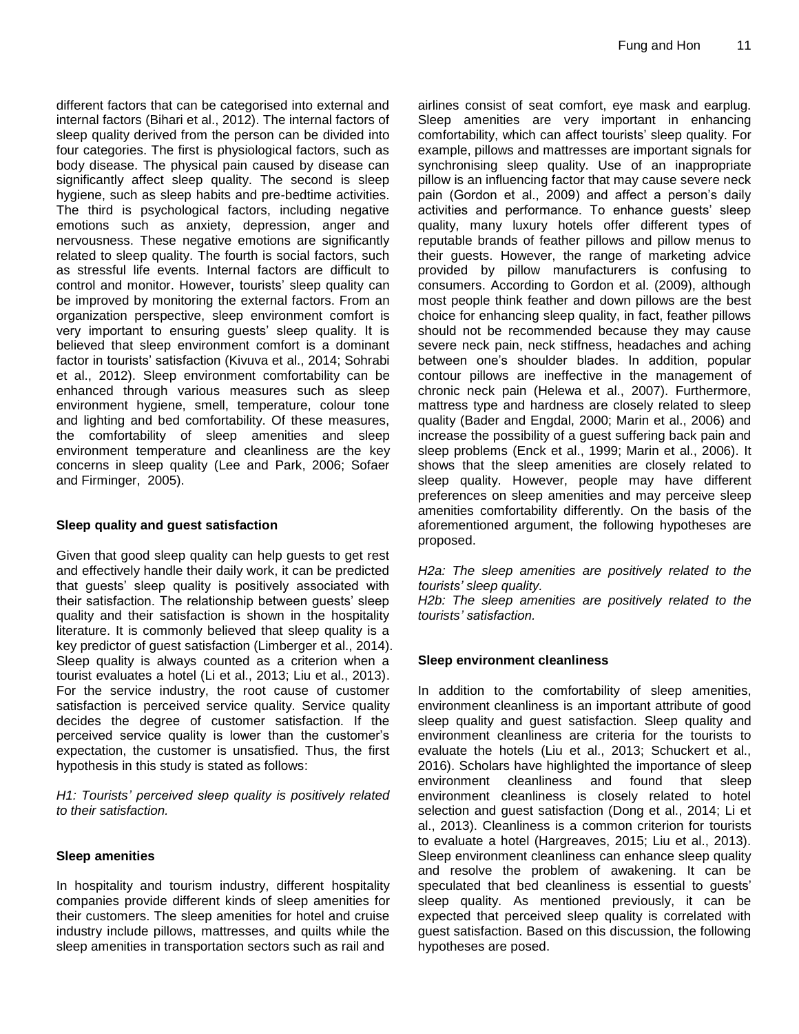different factors that can be categorised into external and internal factors (Bihari et al., 2012). The internal factors of sleep quality derived from the person can be divided into four categories. The first is physiological factors, such as body disease. The physical pain caused by disease can significantly affect sleep quality. The second is sleep hygiene, such as sleep habits and pre-bedtime activities. The third is psychological factors, including negative emotions such as anxiety, depression, anger and nervousness. These negative emotions are significantly related to sleep quality. The fourth is social factors, such as stressful life events. Internal factors are difficult to control and monitor. However, tourists' sleep quality can be improved by monitoring the external factors. From an organization perspective, sleep environment comfort is very important to ensuring guests' sleep quality. It is believed that sleep environment comfort is a dominant factor in tourists' satisfaction (Kivuva et al., 2014; Sohrabi et al., 2012). Sleep environment comfortability can be enhanced through various measures such as sleep environment hygiene, smell, temperature, colour tone and lighting and bed comfortability. Of these measures, the comfortability of sleep amenities and sleep environment temperature and cleanliness are the key concerns in sleep quality (Lee and Park, 2006; Sofaer and Firminger, 2005).

**Sleep quality and guest satisfaction**

Given that good sleep quality can help guests to get rest and effectively handle their daily work, it can be predicted that guests' sleep quality is positively associated with their satisfaction. The relationship between guests' sleep quality and their satisfaction is shown in the hospitality literature. It is commonly believed that sleep quality is a key predictor of guest satisfaction (Limberger et al., 2014). Sleep quality is always counted as a criterion when a tourist evaluates a hotel (Li et al., 2013; Liu et al., 2013). For the service industry, the root cause of customer satisfaction is perceived service quality. Service quality decides the degree of customer satisfaction. If the perceived service quality is lower than the customer's expectation, the customer is unsatisfied. Thus, the first hypothesis in this study is stated as follows:

*H1: Tourists' perceived sleep quality is positively related to their satisfaction.*

**Sleep amenities**

In hospitality and tourism industry, different hospitality companies provide different kinds of sleep amenities for their customers. The sleep amenities for hotel and cruise industry include pillows, mattresses, and quilts while the sleep amenities in transportation sectors such as rail and airlines consist of seat comfort, eye mask and earplug. Sleep amenities are very important in enhancing comfortability, which can affect tourists' sleep quality. For example, pillows and mattresses are important signals for synchronising sleep quality. Use of an inappropriate pillow is an influencing factor that may cause severe neck pain (Gordon et al., 2009) and affect a person's daily activities and performance. To enhance guests' sleep quality, many luxury hotels offer different types of reputable brands of feather pillows and pillow menus to their guests. However, the range of marketing advice provided by pillow manufacturers is confusing to consumers. According to Gordon et al. (2009), although most people think feather and down pillows are the best choice for enhancing sleep quality, in fact, feather pillows should not be recommended because they may cause severe neck pain, neck stiffness, headaches and aching between one's shoulder blades. In addition, popular contour pillows are ineffective in the management of chronic neck pain (Helewa et al., 2007). Furthermore, mattress type and hardness are closely related to sleep quality (Bader and Engdal, 2000; Marin et al., 2006) and increase the possibility of a guest suffering back pain and sleep problems (Enck et al., 1999; Marin et al., 2006). It shows that the sleep amenities are closely related to sleep quality. However, people may have different preferences on sleep amenities and may perceive sleep amenities comfortability differently. On the basis of the aforementioned argument, the following hypotheses are proposed.

*H2a: The sleep amenities are positively related to the tourists' sleep quality.*
*H2b: The sleep amenities are positively related to the tourists' satisfaction.*

**Sleep environment cleanliness**

In addition to the comfortability of sleep amenities, environment cleanliness is an important attribute of good sleep quality and guest satisfaction. Sleep quality and environment cleanliness are criteria for the tourists to evaluate the hotels (Liu et al., 2013; Schuckert et al., 2016). Scholars have highlighted the importance of sleep environment cleanliness and found that sleep environment cleanliness is closely related to hotel selection and guest satisfaction (Dong et al., 2014; Li et al., 2013). Cleanliness is a common criterion for tourists to evaluate a hotel (Hargreaves, 2015; Liu et al., 2013). Sleep environment cleanliness can enhance sleep quality and resolve the problem of awakening. It can be speculated that bed cleanliness is essential to guests' sleep quality. As mentioned previously, it can be expected that perceived sleep quality is correlated with guest satisfaction. Based on this discussion, the following hypotheses are posed.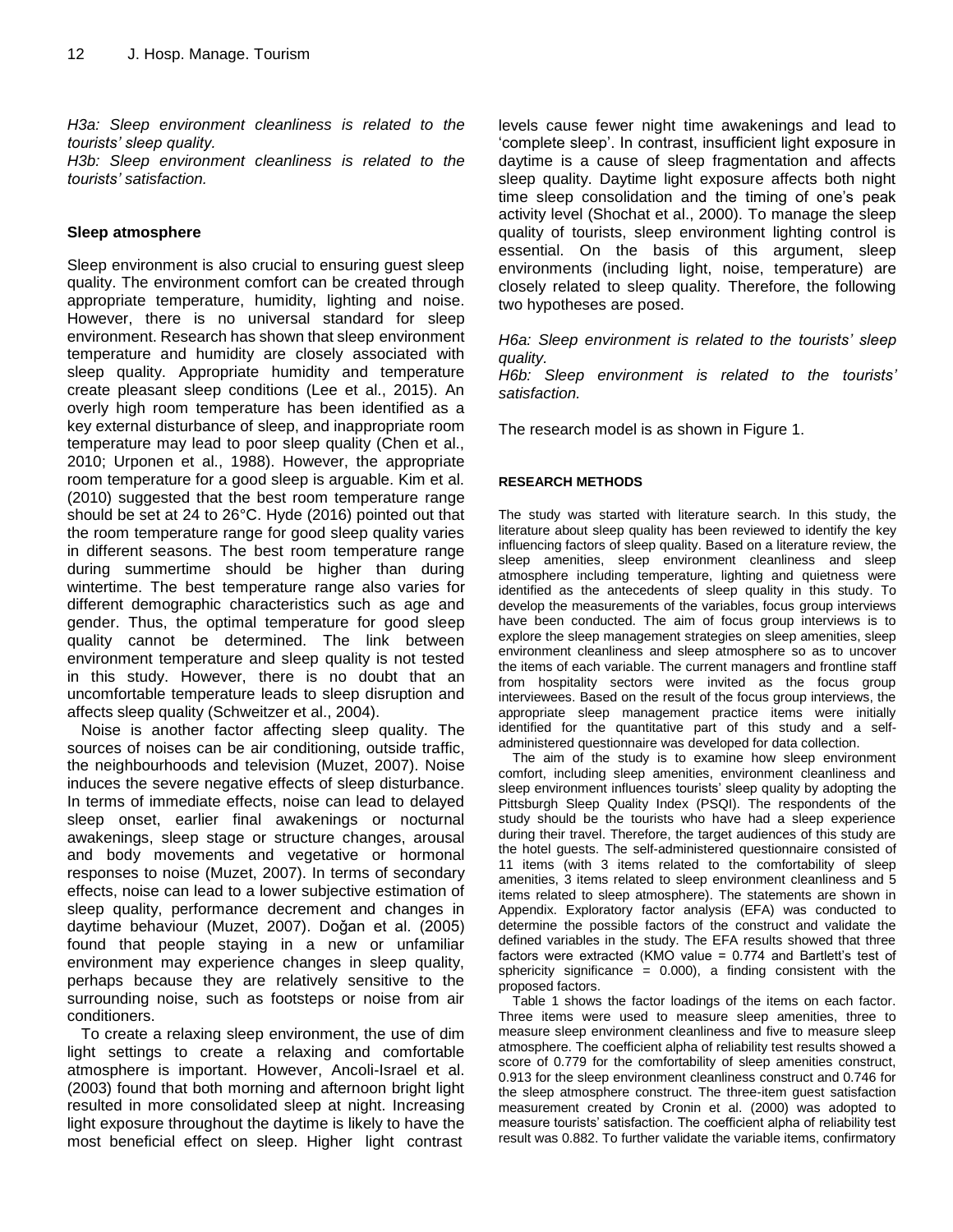*H3a: Sleep environment cleanliness is related to the tourists' sleep quality.*

*H3b: Sleep environment cleanliness is related to the tourists' satisfaction.*

### Sleep atmosphere

Sleep environment is also crucial to ensuring guest sleep quality. The environment comfort can be created through appropriate temperature, humidity, lighting and noise. However, there is no universal standard for sleep environment. Research has shown that sleep environment temperature and humidity are closely associated with sleep quality. Appropriate humidity and temperature create pleasant sleep conditions (Lee et al., 2015). An overly high room temperature has been identified as a key external disturbance of sleep, and inappropriate room temperature may lead to poor sleep quality (Chen et al., 2010; Urponen et al., 1988). However, the appropriate room temperature for a good sleep is arguable. Kim et al. (2010) suggested that the best room temperature range should be set at 24 to 26°C. Hyde (2016) pointed out that the room temperature range for good sleep quality varies in different seasons. The best room temperature range during summertime should be higher than during wintertime. The best temperature range also varies for different demographic characteristics such as age and gender. Thus, the optimal temperature for good sleep quality cannot be determined. The link between environment temperature and sleep quality is not tested in this study. However, there is no doubt that an uncomfortable temperature leads to sleep disruption and affects sleep quality (Schweitzer et al., 2004).

Noise is another factor affecting sleep quality. The sources of noises can be air conditioning, outside traffic, the neighbourhoods and television (Muzet, 2007). Noise induces the severe negative effects of sleep disturbance. In terms of immediate effects, noise can lead to delayed sleep onset, earlier final awakenings or nocturnal awakenings, sleep stage or structure changes, arousal and body movements and vegetative or hormonal responses to noise (Muzet, 2007). In terms of secondary effects, noise can lead to a lower subjective estimation of sleep quality, performance decrement and changes in daytime behaviour (Muzet, 2007). Doğan et al. (2005) found that people staying in a new or unfamiliar environment may experience changes in sleep quality, perhaps because they are relatively sensitive to the surrounding noise, such as footsteps or noise from air conditioners.

To create a relaxing sleep environment, the use of dim light settings to create a relaxing and comfortable atmosphere is important. However, Ancoli-Israel et al. (2003) found that both morning and afternoon bright light resulted in more consolidated sleep at night. Increasing light exposure throughout the daytime is likely to have the most beneficial effect on sleep. Higher light contrast levels cause fewer night time awakenings and lead to 'complete sleep'. In contrast, insufficient light exposure in daytime is a cause of sleep fragmentation and affects sleep quality. Daytime light exposure affects both night time sleep consolidation and the timing of one's peak activity level (Shochat et al., 2000). To manage the sleep quality of tourists, sleep environment lighting control is essential. On the basis of this argument, sleep environments (including light, noise, temperature) are closely related to sleep quality. Therefore, the following two hypotheses are posed.

*H6a: Sleep environment is related to the tourists' sleep quality.*

*H6b: Sleep environment is related to the tourists' satisfaction.*

The research model is as shown in Figure 1.

## RESEARCH METHODS

The study was started with literature search. In this study, the literature about sleep quality has been reviewed to identify the key influencing factors of sleep quality. Based on a literature review, the sleep amenities, sleep environment cleanliness and sleep atmosphere including temperature, lighting and quietness were identified as the antecedents of sleep quality in this study. To develop the measurements of the variables, focus group interviews have been conducted. The aim of focus group interviews is to explore the sleep management strategies on sleep amenities, sleep environment cleanliness and sleep atmosphere so as to uncover the items of each variable. The current managers and frontline staff from hospitality sectors were invited as the focus group interviewees. Based on the result of the focus group interviews, the appropriate sleep management practice items were initially identified for the quantitative part of this study and a self-administered questionnaire was developed for data collection.

The aim of the study is to examine how sleep environment comfort, including sleep amenities, environment cleanliness and sleep environment influences tourists' sleep quality by adopting the Pittsburgh Sleep Quality Index (PSQI). The respondents of the study should be the tourists who have had a sleep experience during their travel. Therefore, the target audiences of this study are the hotel guests. The self-administered questionnaire consisted of 11 items (with 3 items related to the comfortability of sleep amenities, 3 items related to sleep environment cleanliness and 5 items related to sleep atmosphere). The statements are shown in Appendix. Exploratory factor analysis (EFA) was conducted to determine the possible factors of the construct and validate the defined variables in the study. The EFA results showed that three factors were extracted (KMO value = 0.774 and Bartlett's test of sphericity significance = 0.000), a finding consistent with the proposed factors.

Table 1 shows the factor loadings of the items on each factor. Three items were used to measure sleep amenities, three to measure sleep environment cleanliness and five to measure sleep atmosphere. The coefficient alpha of reliability test results showed a score of 0.779 for the comfortability of sleep amenities construct, 0.913 for the sleep environment cleanliness construct and 0.746 for the sleep atmosphere construct. The three-item guest satisfaction measurement created by Cronin et al. (2000) was adopted to measure tourists' satisfaction. The coefficient alpha of reliability test result was 0.882. To further validate the variable items, confirmatory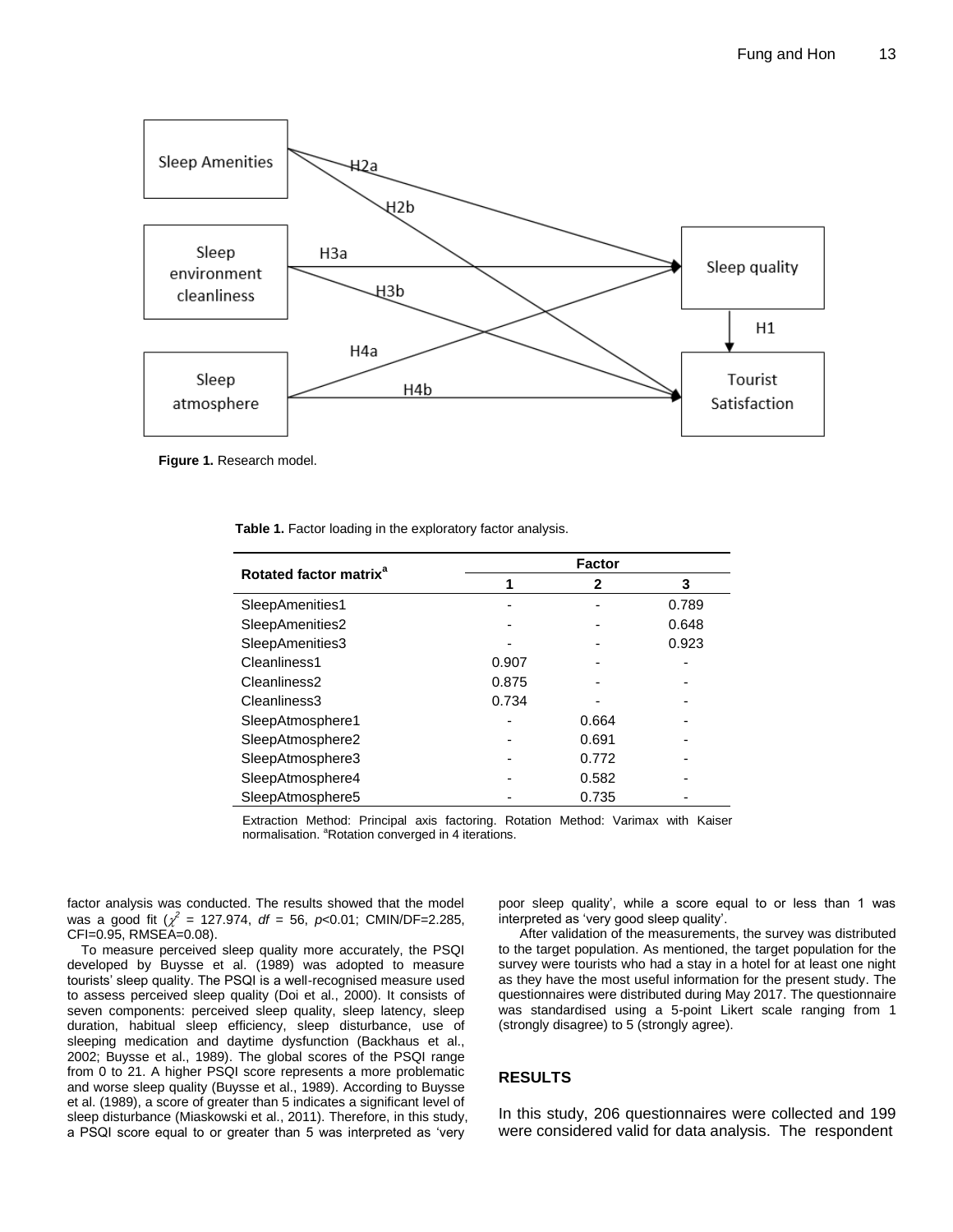Figure 1. Research model.

**Table 1.** Factor loading in the exploratory factor analysis.

| Rotated factor matrix[a] | Factor | | |
|---|---|---|---|
| | 1 | 2 | 3 |
| SleepAmenities1 | - | - | 0.789 |
| SleepAmenities2 | - | - | 0.648 |
| SleepAmenities3 | - | - | 0.923 |
| Cleanliness1 | 0.907 | - | - |
| Cleanliness2 | 0.875 | - | - |
| Cleanliness3 | 0.734 | - | - |
| SleepAtmosphere1 | - | 0.664 | - |
| SleepAtmosphere2 | - | 0.691 | - |
| SleepAtmosphere3 | - | 0.772 | - |
| SleepAtmosphere4 | - | 0.582 | - |
| SleepAtmosphere5 | - | 0.735 | - |

Extraction Method: Principal axis factoring. Rotation Method: Varimax with Kaiser normalisation. [a]Rotation converged in 4 iterations.

factor analysis was conducted. The results showed that the model was a good fit ($\chi^2$ = 127.974, *df* = 56, $p$<0.01; CMIN/DF=2.285, CFI=0.95, RMSEA=0.08).

To measure perceived sleep quality more accurately, the PSQI developed by Buysse et al. (1989) was adopted to measure tourists' sleep quality. The PSQI is a well-recognised measure used to assess perceived sleep quality (Doi et al., 2000). It consists of seven components: perceived sleep quality, sleep latency, sleep duration, habitual sleep efficiency, sleep disturbance, use of sleeping medication and daytime dysfunction (Backhaus et al., 2002; Buysse et al., 1989). The global scores of the PSQI range from 0 to 21. A higher PSQI score represents a more problematic and worse sleep quality (Buysse et al., 1989). According to Buysse et al. (1989), a score of greater than 5 indicates a significant level of sleep disturbance (Miaskowski et al., 2011). Therefore, in this study, a PSQI score equal to or greater than 5 was interpreted as 'very poor sleep quality', while a score equal to or less than 1 was interpreted as 'very good sleep quality'.

After validation of the measurements, the survey was distributed to the target population. As mentioned, the target population for the survey were tourists who had a stay in a hotel for at least one night as they have the most useful information for the present study. The questionnaires were distributed during May 2017. The questionnaire was standardised using a 5-point Likert scale ranging from 1 (strongly disagree) to 5 (strongly agree).

## RESULTS

In this study, 206 questionnaires were collected and 199 were considered valid for data analysis. The respondent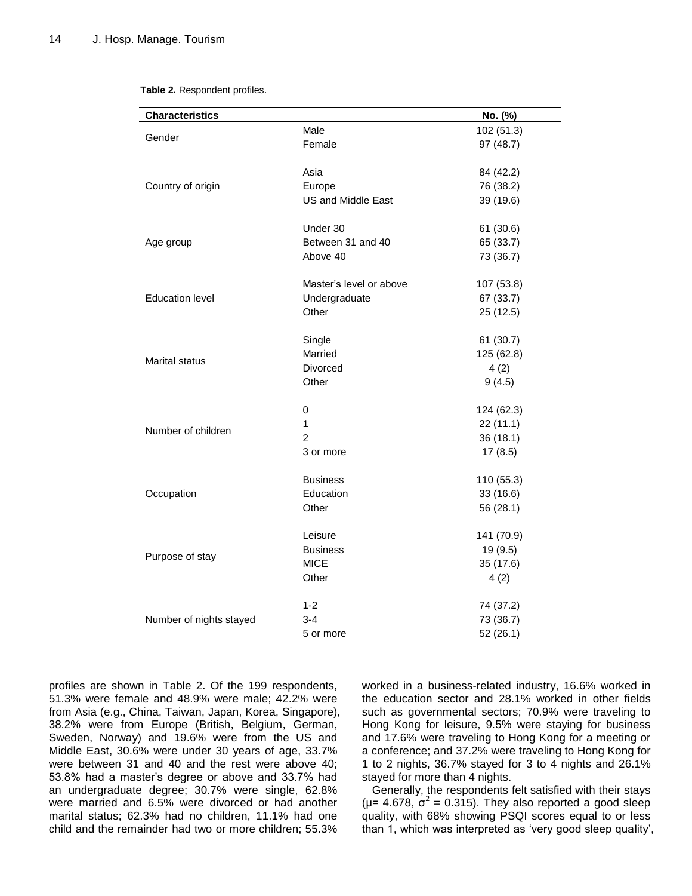**Table 2.** Respondent profiles.

| Characteristics | | No. (%) |
|---|---|---|
| Gender | Male | 102 (51.3) |
| | Female | 97 (48.7) |
| Country of origin | Asia | 84 (42.2) |
| | Europe | 76 (38.2) |
| | US and Middle East | 39 (19.6) |
| Age group | Under 30 | 61 (30.6) |
| | Between 31 and 40 | 65 (33.7) |
| | Above 40 | 73 (36.7) |
| Education level | Master's level or above | 107 (53.8) |
| | Undergraduate | 67 (33.7) |
| | Other | 25 (12.5) |
| Marital status | Single | 61 (30.7) |
| | Married | 125 (62.8) |
| | Divorced | 4 (2) |
| | Other | 9 (4.5) |
| Number of children | 0 | 124 (62.3) |
| | 1 | 22 (11.1) |
| | 2 | 36 (18.1) |
| | 3 or more | 17 (8.5) |
| Occupation | Business | 110 (55.3) |
| | Education | 33 (16.6) |
| | Other | 56 (28.1) |
| Purpose of stay | Leisure | 141 (70.9) |
| | Business | 19 (9.5) |
| | MICE | 35 (17.6) |
| | Other | 4 (2) |
| Number of nights stayed | 1-2 | 74 (37.2) |
| | 3-4 | 73 (36.7) |
| | 5 or more | 52 (26.1) |

profiles are shown in Table 2. Of the 199 respondents, 51.3% were female and 48.9% were male; 42.2% were from Asia (e.g., China, Taiwan, Japan, Korea, Singapore), 38.2% were from Europe (British, Belgium, German, Sweden, Norway) and 19.6% were from the US and Middle East, 30.6% were under 30 years of age, 33.7% were between 31 and 40 and the rest were above 40; 53.8% had a master's degree or above and 33.7% had an undergraduate degree; 30.7% were single, 62.8% were married and 6.5% were divorced or had another marital status; 62.3% had no children, 11.1% had one child and the remainder had two or more children; 55.3% worked in a business-related industry, 16.6% worked in the education sector and 28.1% worked in other fields such as governmental sectors; 70.9% were traveling to Hong Kong for leisure, 9.5% were staying for business and 17.6% were traveling to Hong Kong for a meeting or a conference; and 37.2% were traveling to Hong Kong for 1 to 2 nights, 36.7% stayed for 3 to 4 nights and 26.1% stayed for more than 4 nights.

Generally, the respondents felt satisfied with their stays ($\mu$= 4.678, $\sigma^2$ = 0.315). They also reported a good sleep quality, with 68% showing PSQI scores equal to or less than 1, which was interpreted as 'very good sleep quality',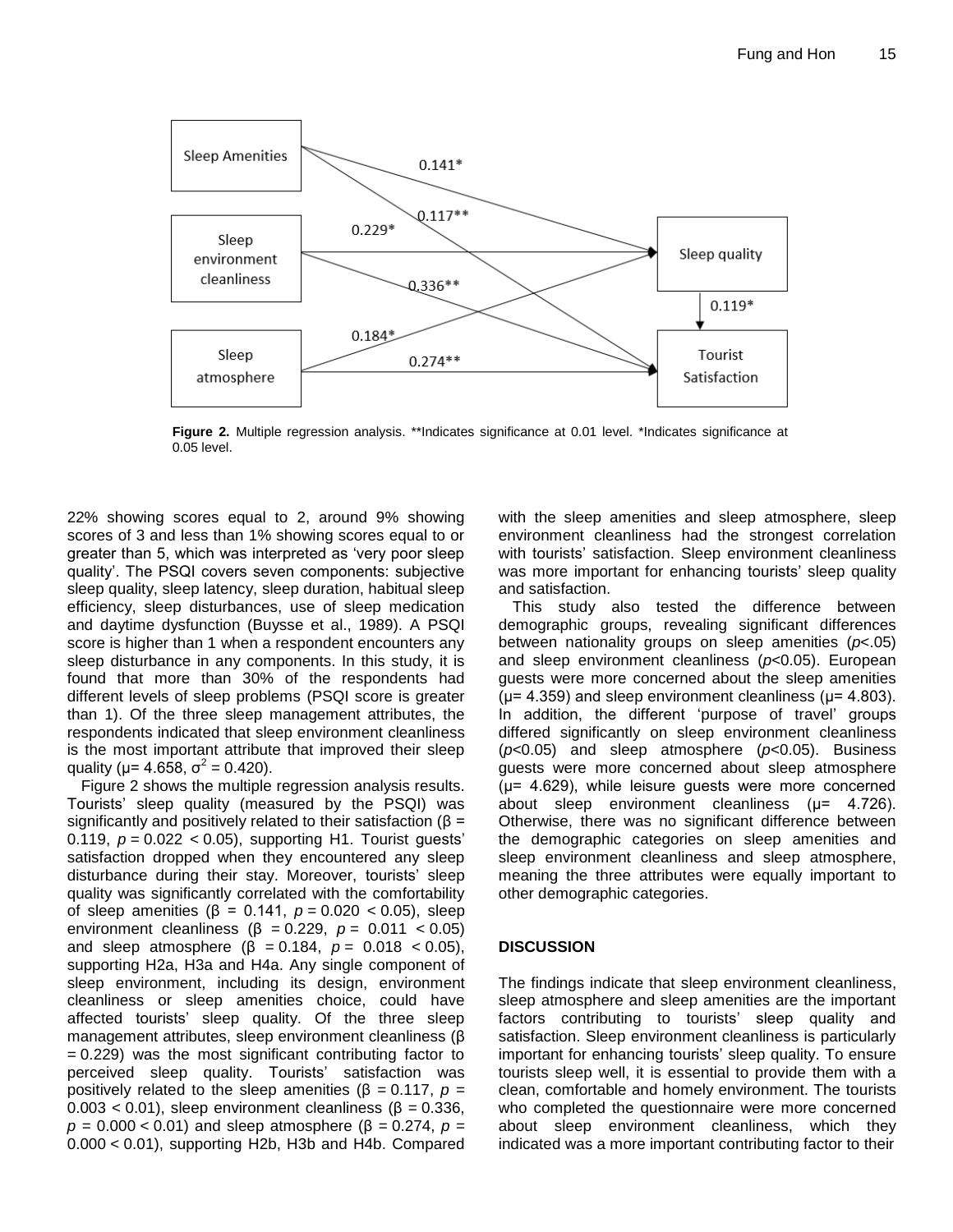Sleep Amenities

Sleep environment cleanliness

Sleep atmosphere

Sleep quality

Tourist Satisfaction

0.141*

0.117**

0.229*

0.336**

0.184*

0.274**

0.119*

**Figure 2.** Multiple regression analysis. **Indicates significance at 0.01 level. *Indicates significance at 0.05 level.

22% showing scores equal to 2, around 9% showing scores of 3 and less than 1% showing scores equal to or greater than 5, which was interpreted as 'very poor sleep quality'. The PSQI covers seven components: subjective sleep quality, sleep latency, sleep duration, habitual sleep efficiency, sleep disturbances, use of sleep medication and daytime dysfunction (Buysse et al., 1989). A PSQI score is higher than 1 when a respondent encounters any sleep disturbance in any components. In this study, it is found that more than 30% of the respondents had different levels of sleep problems (PSQI score is greater than 1). Of the three sleep management attributes, the respondents indicated that sleep environment cleanliness is the most important attribute that improved their sleep quality ($\mu$= 4.658, $\sigma^2$ = 0.420).

Figure 2 shows the multiple regression analysis results. Tourists' sleep quality (measured by the PSQI) was significantly and positively related to their satisfaction ($\beta$ = 0.119, $p = 0.022 < 0.05$), supporting H1. Tourist guests' satisfaction dropped when they encountered any sleep disturbance during their stay. Moreover, tourists' sleep quality was significantly correlated with the comfortability of sleep amenities ($\beta$ = 0.141, $p = 0.020 < 0.05$), sleep environment cleanliness ($\beta$ = 0.229, $p = 0.011 < 0.05$) and sleep atmosphere ($\beta$ = 0.184, $p = 0.018 < 0.05$), supporting H2a, H3a and H4a. Any single component of sleep environment, including its design, environment cleanliness or sleep amenities choice, could have affected tourists' sleep quality. Of the three sleep management attributes, sleep environment cleanliness ($\beta$ = 0.229) was the most significant contributing factor to perceived sleep quality. Tourists' satisfaction was positively related to the sleep amenities ($\beta$ = 0.117, $p = 0.003 < 0.01$), sleep environment cleanliness ($\beta$ = 0.336, $p = 0.000 < 0.01$) and sleep atmosphere ($\beta$ = 0.274, $p = 0.000 < 0.01$), supporting H2b, H3b and H4b. Compared with the sleep amenities and sleep atmosphere, sleep environment cleanliness had the strongest correlation with tourists' satisfaction. Sleep environment cleanliness was more important for enhancing tourists' sleep quality and satisfaction.

This study also tested the difference between demographic groups, revealing significant differences between nationality groups on sleep amenities ($p$<.05) and sleep environment cleanliness ($p$<0.05). European guests were more concerned about the sleep amenities ($\mu$= 4.359) and sleep environment cleanliness ($\mu$= 4.803). In addition, the different 'purpose of travel' groups differed significantly on sleep environment cleanliness ($p$<0.05) and sleep atmosphere ($p$<0.05). Business guests were more concerned about sleep atmosphere ($\mu$= 4.629), while leisure guests were more concerned about sleep environment cleanliness ($\mu$= 4.726). Otherwise, there was no significant difference between the demographic categories on sleep amenities and sleep environment cleanliness and sleep atmosphere, meaning the three attributes were equally important to other demographic categories.

## DISCUSSION

The findings indicate that sleep environment cleanliness, sleep atmosphere and sleep amenities are the important factors contributing to tourists' sleep quality and satisfaction. Sleep environment cleanliness is particularly important for enhancing tourists' sleep quality. To ensure tourists sleep well, it is essential to provide them with a clean, comfortable and homely environment. The tourists who completed the questionnaire were more concerned about sleep environment cleanliness, which they indicated was a more important contributing factor to their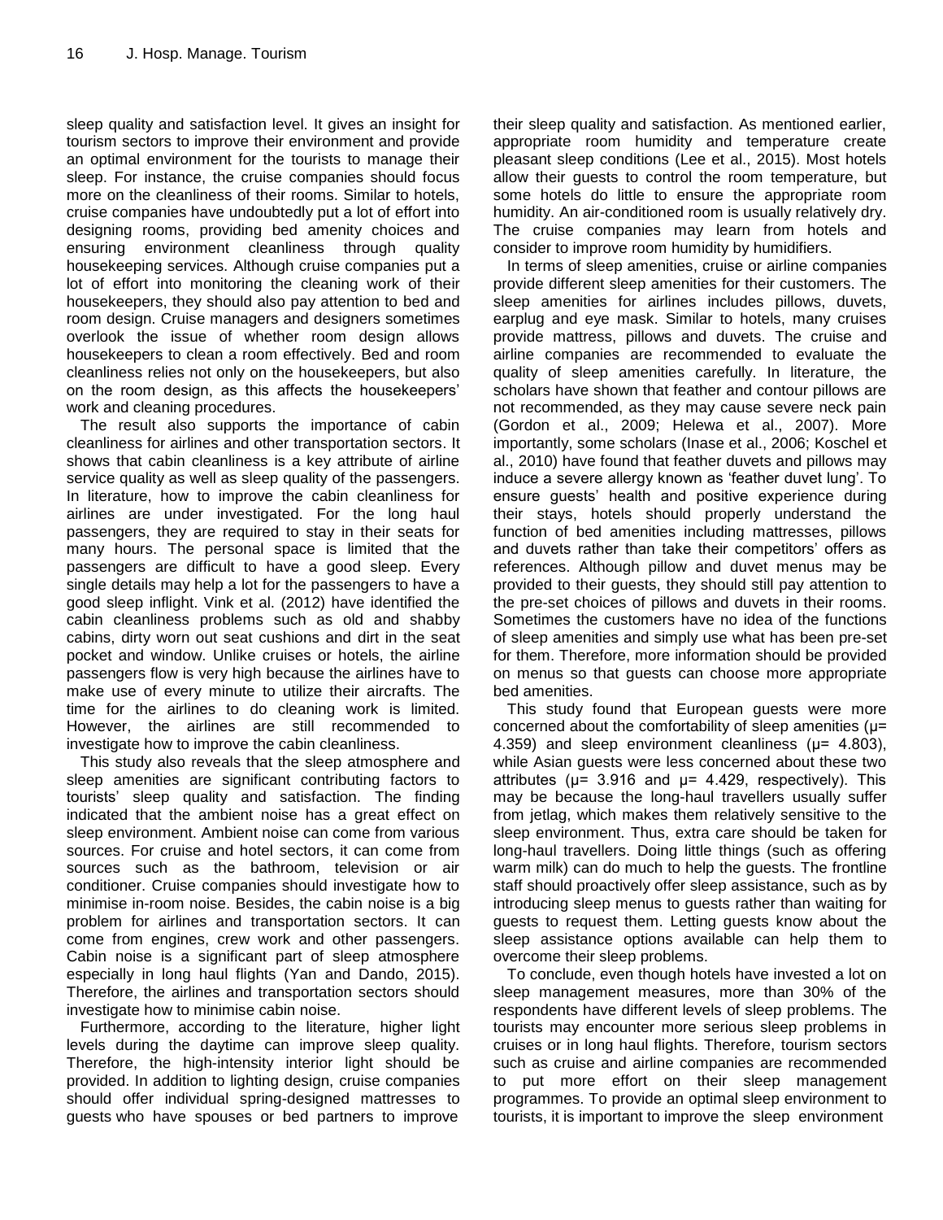sleep quality and satisfaction level. It gives an insight for tourism sectors to improve their environment and provide an optimal environment for the tourists to manage their sleep. For instance, the cruise companies should focus more on the cleanliness of their rooms. Similar to hotels, cruise companies have undoubtedly put a lot of effort into designing rooms, providing bed amenity choices and ensuring environment cleanliness through quality housekeeping services. Although cruise companies put a lot of effort into monitoring the cleaning work of their housekeepers, they should also pay attention to bed and room design. Cruise managers and designers sometimes overlook the issue of whether room design allows housekeepers to clean a room effectively. Bed and room cleanliness relies not only on the housekeepers, but also on the room design, as this affects the housekeepers' work and cleaning procedures.

The result also supports the importance of cabin cleanliness for airlines and other transportation sectors. It shows that cabin cleanliness is a key attribute of airline service quality as well as sleep quality of the passengers. In literature, how to improve the cabin cleanliness for airlines are under investigated. For the long haul passengers, they are required to stay in their seats for many hours. The personal space is limited that the passengers are difficult to have a good sleep. Every single details may help a lot for the passengers to have a good sleep inflight. Vink et al. (2012) have identified the cabin cleanliness problems such as old and shabby cabins, dirty worn out seat cushions and dirt in the seat pocket and window. Unlike cruises or hotels, the airline passengers flow is very high because the airlines have to make use of every minute to utilize their aircrafts. The time for the airlines to do cleaning work is limited. However, the airlines are still recommended to investigate how to improve the cabin cleanliness.

This study also reveals that the sleep atmosphere and sleep amenities are significant contributing factors to tourists' sleep quality and satisfaction. The finding indicated that the ambient noise has a great effect on sleep environment. Ambient noise can come from various sources. For cruise and hotel sectors, it can come from sources such as the bathroom, television or air conditioner. Cruise companies should investigate how to minimise in-room noise. Besides, the cabin noise is a big problem for airlines and transportation sectors. It can come from engines, crew work and other passengers. Cabin noise is a significant part of sleep atmosphere especially in long haul flights (Yan and Dando, 2015). Therefore, the airlines and transportation sectors should investigate how to minimise cabin noise.

Furthermore, according to the literature, higher light levels during the daytime can improve sleep quality. Therefore, the high-intensity interior light should be provided. In addition to lighting design, cruise companies should offer individual spring-designed mattresses to guests who have spouses or bed partners to improve their sleep quality and satisfaction. As mentioned earlier, appropriate room humidity and temperature create pleasant sleep conditions (Lee et al., 2015). Most hotels allow their guests to control the room temperature, but some hotels do little to ensure the appropriate room humidity. An air-conditioned room is usually relatively dry. The cruise companies may learn from hotels and consider to improve room humidity by humidifiers.

In terms of sleep amenities, cruise or airline companies provide different sleep amenities for their customers. The sleep amenities for airlines includes pillows, duvets, earplug and eye mask. Similar to hotels, many cruises provide mattress, pillows and duvets. The cruise and airline companies are recommended to evaluate the quality of sleep amenities carefully. In literature, the scholars have shown that feather and contour pillows are not recommended, as they may cause severe neck pain (Gordon et al., 2009; Helewa et al., 2007). More importantly, some scholars (Inase et al., 2006; Koschel et al., 2010) have found that feather duvets and pillows may induce a severe allergy known as 'feather duvet lung'. To ensure guests' health and positive experience during their stays, hotels should properly understand the function of bed amenities including mattresses, pillows and duvets rather than take their competitors' offers as references. Although pillow and duvet menus may be provided to their guests, they should still pay attention to the pre-set choices of pillows and duvets in their rooms. Sometimes the customers have no idea of the functions of sleep amenities and simply use what has been pre-set for them. Therefore, more information should be provided on menus so that guests can choose more appropriate bed amenities.

This study found that European guests were more concerned about the comfortability of sleep amenities ($\mu$= 4.359) and sleep environment cleanliness ($\mu$= 4.803), while Asian guests were less concerned about these two attributes ($\mu$= 3.916 and $\mu$= 4.429, respectively). This may be because the long-haul travellers usually suffer from jetlag, which makes them relatively sensitive to the sleep environment. Thus, extra care should be taken for long-haul travellers. Doing little things (such as offering warm milk) can do much to help the guests. The frontline staff should proactively offer sleep assistance, such as by introducing sleep menus to guests rather than waiting for guests to request them. Letting guests know about the sleep assistance options available can help them to overcome their sleep problems.

To conclude, even though hotels have invested a lot on sleep management measures, more than 30% of the respondents have different levels of sleep problems. The tourists may encounter more serious sleep problems in cruises or in long haul flights. Therefore, tourism sectors such as cruise and airline companies are recommended to put more effort on their sleep management programmes. To provide an optimal sleep environment to tourists, it is important to improve the sleep environment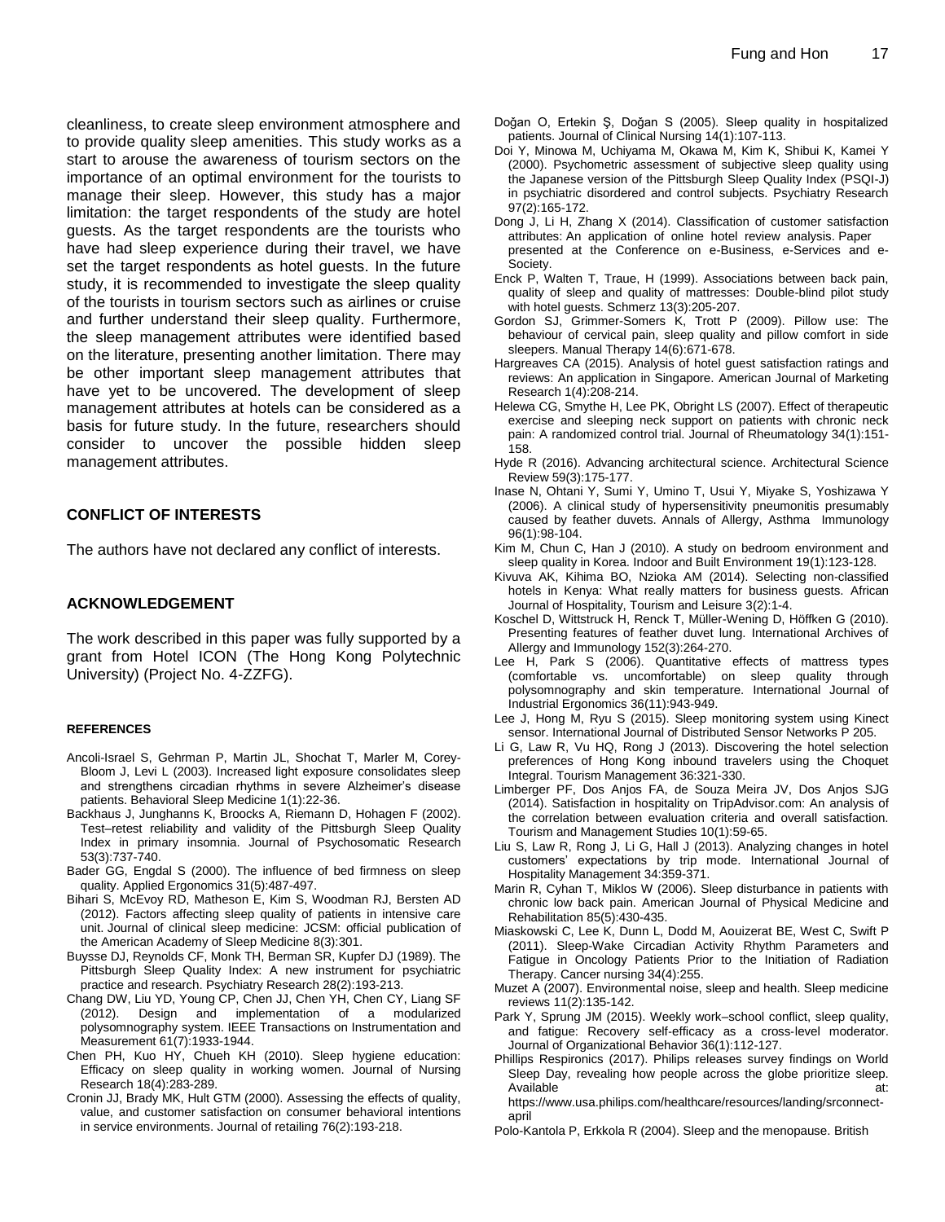cleanliness, to create sleep environment atmosphere and to provide quality sleep amenities. This study works as a start to arouse the awareness of tourism sectors on the importance of an optimal environment for the tourists to manage their sleep. However, this study has a major limitation: the target respondents of the study are hotel guests. As the target respondents are the tourists who have had sleep experience during their travel, we have set the target respondents as hotel guests. In the future study, it is recommended to investigate the sleep quality of the tourists in tourism sectors such as airlines or cruise and further understand their sleep quality. Furthermore, the sleep management attributes were identified based on the literature, presenting another limitation. There may be other important sleep management attributes that have yet to be uncovered. The development of sleep management attributes at hotels can be considered as a basis for future study. In the future, researchers should consider to uncover the possible hidden sleep management attributes.

## CONFLICT OF INTERESTS

The authors have not declared any conflict of interests.

## ACKNOWLEDGEMENT

The work described in this paper was fully supported by a grant from Hotel ICON (The Hong Kong Polytechnic University) (Project No. 4-ZZFG).

## REFERENCES

Ancoli-Israel S, Gehrman P, Martin JL, Shochat T, Marler M, Corey-Bloom J, Levi L (2003). Increased light exposure consolidates sleep and strengthens circadian rhythms in severe Alzheimer's disease patients. Behavioral Sleep Medicine 1(1):22-36.

Backhaus J, Junghanns K, Broocks A, Riemann D, Hohagen F (2002). Test–retest reliability and validity of the Pittsburgh Sleep Quality Index in primary insomnia. Journal of Psychosomatic Research 53(3):737-740.

Bader GG, Engdal S (2000). The influence of bed firmness on sleep quality. Applied Ergonomics 31(5):487-497.

Bihari S, McEvoy RD, Matheson E, Kim S, Woodman RJ, Bersten AD (2012). Factors affecting sleep quality of patients in intensive care unit. Journal of clinical sleep medicine: JCSM: official publication of the American Academy of Sleep Medicine 8(3):301.

Buysse DJ, Reynolds CF, Monk TH, Berman SR, Kupfer DJ (1989). The Pittsburgh Sleep Quality Index: A new instrument for psychiatric practice and research. Psychiatry Research 28(2):193-213.

Chang DW, Liu YD, Young CP, Chen JJ, Chen YH, Chen CY, Liang SF (2012). Design and implementation of a modularized polysomnography system. IEEE Transactions on Instrumentation and Measurement 61(7):1933-1944.

Chen PH, Kuo HY, Chueh KH (2010). Sleep hygiene education: Efficacy on sleep quality in working women. Journal of Nursing Research 18(4):283-289.

Cronin JJ, Brady MK, Hult GTM (2000). Assessing the effects of quality, value, and customer satisfaction on consumer behavioral intentions in service environments. Journal of retailing 76(2):193-218.

Doğan O, Ertekin Ş, Doğan S (2005). Sleep quality in hospitalized patients. Journal of Clinical Nursing 14(1):107-113.

Doi Y, Minowa M, Uchiyama M, Okawa M, Kim K, Shibui K, Kamei Y (2000). Psychometric assessment of subjective sleep quality using the Japanese version of the Pittsburgh Sleep Quality Index (PSQI-J) in psychiatric disordered and control subjects. Psychiatry Research 97(2):165-172.

Dong J, Li H, Zhang X (2014). Classification of customer satisfaction attributes: An application of online hotel review analysis. Paper presented at the Conference on e-Business, e-Services and e-Society.

Enck P, Walten T, Traue, H (1999). Associations between back pain, quality of sleep and quality of mattresses: Double-blind pilot study with hotel guests. Schmerz 13(3):205-207.

Gordon SJ, Grimmer-Somers K, Trott P (2009). Pillow use: The behaviour of cervical pain, sleep quality and pillow comfort in side sleepers. Manual Therapy 14(6):671-678.

Hargreaves CA (2015). Analysis of hotel guest satisfaction ratings and reviews: An application in Singapore. American Journal of Marketing Research 1(4):208-214.

Helewa CG, Smythe H, Lee PK, Obright LS (2007). Effect of therapeutic exercise and sleeping neck support on patients with chronic neck pain: A randomized control trial. Journal of Rheumatology 34(1):151-158.

Hyde R (2016). Advancing architectural science. Architectural Science Review 59(3):175-177.

Inase N, Ohtani Y, Sumi Y, Umino T, Usui Y, Miyake S, Yoshizawa Y (2006). A clinical study of hypersensitivity pneumonitis presumably caused by feather duvets. Annals of Allergy, Asthma Immunology 96(1):98-104.

Kim M, Chun C, Han J (2010). A study on bedroom environment and sleep quality in Korea. Indoor and Built Environment 19(1):123-128.

Kivuva AK, Kihima BO, Nzioka AM (2014). Selecting non-classified hotels in Kenya: What really matters for business guests. African Journal of Hospitality, Tourism and Leisure 3(2):1-4.

Koschel D, Wittstruck H, Renck T, Müller-Wening D, Höffken G (2010). Presenting features of feather duvet lung. International Archives of Allergy and Immunology 152(3):264-270.

Lee H, Park S (2006). Quantitative effects of mattress types (comfortable vs. uncomfortable) on sleep quality through polysomnography and skin temperature. International Journal of Industrial Ergonomics 36(11):943-949.

Lee J, Hong M, Ryu S (2015). Sleep monitoring system using Kinect sensor. International Journal of Distributed Sensor Networks P 205.

Li G, Law R, Vu HQ, Rong J (2013). Discovering the hotel selection preferences of Hong Kong inbound travelers using the Choquet Integral. Tourism Management 36:321-330.

Limberger PF, Dos Anjos FA, de Souza Meira JV, Dos Anjos SJG (2014). Satisfaction in hospitality on TripAdvisor.com: An analysis of the correlation between evaluation criteria and overall satisfaction. Tourism and Management Studies 10(1):59-65.

Liu S, Law R, Rong J, Li G, Hall J (2013). Analyzing changes in hotel customers' expectations by trip mode. International Journal of Hospitality Management 34:359-371.

Marin R, Cyhan T, Miklos W (2006). Sleep disturbance in patients with chronic low back pain. American Journal of Physical Medicine and Rehabilitation 85(5):430-435.

Miaskowski C, Lee K, Dunn L, Dodd M, Aouizerat BE, West C, Swift P (2011). Sleep-Wake Circadian Activity Rhythm Parameters and Fatigue in Oncology Patients Prior to the Initiation of Radiation Therapy. Cancer nursing 34(4):255.

Muzet A (2007). Environmental noise, sleep and health. Sleep medicine reviews 11(2):135-142.

Park Y, Sprung JM (2015). Weekly work–school conflict, sleep quality, and fatigue: Recovery self-efficacy as a cross-level moderator. Journal of Organizational Behavior 36(1):112-127.

Phillips Respironics (2017). Philips releases survey findings on World Sleep Day, revealing how people across the globe prioritize sleep. Available at: https://www.usa.philips.com/healthcare/resources/landing/srconnect-april

Polo-Kantola P, Erkkola R (2004). Sleep and the menopause. British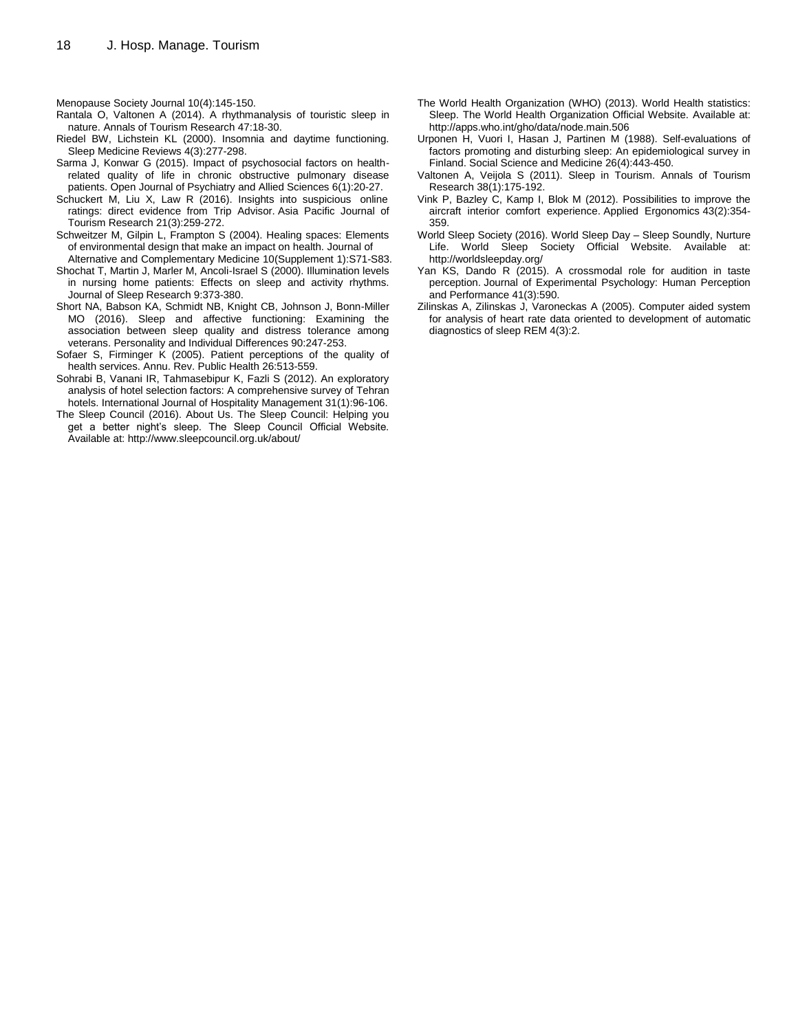Menopause Society Journal 10(4):145-150.

Rantala O, Valtonen A (2014). A rhythmanalysis of touristic sleep in nature. Annals of Tourism Research 47:18-30.

Riedel BW, Lichstein KL (2000). Insomnia and daytime functioning. Sleep Medicine Reviews 4(3):277-298.

Sarma J, Konwar G (2015). Impact of psychosocial factors on health-related quality of life in chronic obstructive pulmonary disease patients. Open Journal of Psychiatry and Allied Sciences 6(1):20-27.

Schuckert M, Liu X, Law R (2016). Insights into suspicious online ratings: direct evidence from Trip Advisor. Asia Pacific Journal of Tourism Research 21(3):259-272.

Schweitzer M, Gilpin L, Frampton S (2004). Healing spaces: Elements of environmental design that make an impact on health. Journal of Alternative and Complementary Medicine 10(Supplement 1):S71-S83.

Shochat T, Martin J, Marler M, Ancoli-Israel S (2000). Illumination levels in nursing home patients: Effects on sleep and activity rhythms. Journal of Sleep Research 9:373-380.

Short NA, Babson KA, Schmidt NB, Knight CB, Johnson J, Bonn-Miller MO (2016). Sleep and affective functioning: Examining the association between sleep quality and distress tolerance among veterans. Personality and Individual Differences 90:247-253.

Sofaer S, Firminger K (2005). Patient perceptions of the quality of health services. Annu. Rev. Public Health 26:513-559.

Sohrabi B, Vanani IR, Tahmasebipur K, Fazli S (2012). An exploratory analysis of hotel selection factors: A comprehensive survey of Tehran hotels. International Journal of Hospitality Management 31(1):96-106.

The Sleep Council (2016). About Us. The Sleep Council: Helping you get a better night's sleep. The Sleep Council Official Website. Available at: http://www.sleepcouncil.org.uk/about/

The World Health Organization (WHO) (2013). World Health statistics: Sleep. The World Health Organization Official Website. Available at: http://apps.who.int/gho/data/node.main.506

Urponen H, Vuori I, Hasan J, Partinen M (1988). Self-evaluations of factors promoting and disturbing sleep: An epidemiological survey in Finland. Social Science and Medicine 26(4):443-450.

Valtonen A, Veijola S (2011). Sleep in Tourism. Annals of Tourism Research 38(1):175-192.

Vink P, Bazley C, Kamp I, Blok M (2012). Possibilities to improve the aircraft interior comfort experience. Applied Ergonomics 43(2):354-359.

World Sleep Society (2016). World Sleep Day – Sleep Soundly, Nurture Life. World Sleep Society Official Website. Available at: http://worldsleepday.org/

Yan KS, Dando R (2015). A crossmodal role for audition in taste perception. Journal of Experimental Psychology: Human Perception and Performance 41(3):590.

Zilinskas A, Zilinskas J, Varoneckas A (2005). Computer aided system for analysis of heart rate data oriented to development of automatic diagnostics of sleep REM 4(3):2.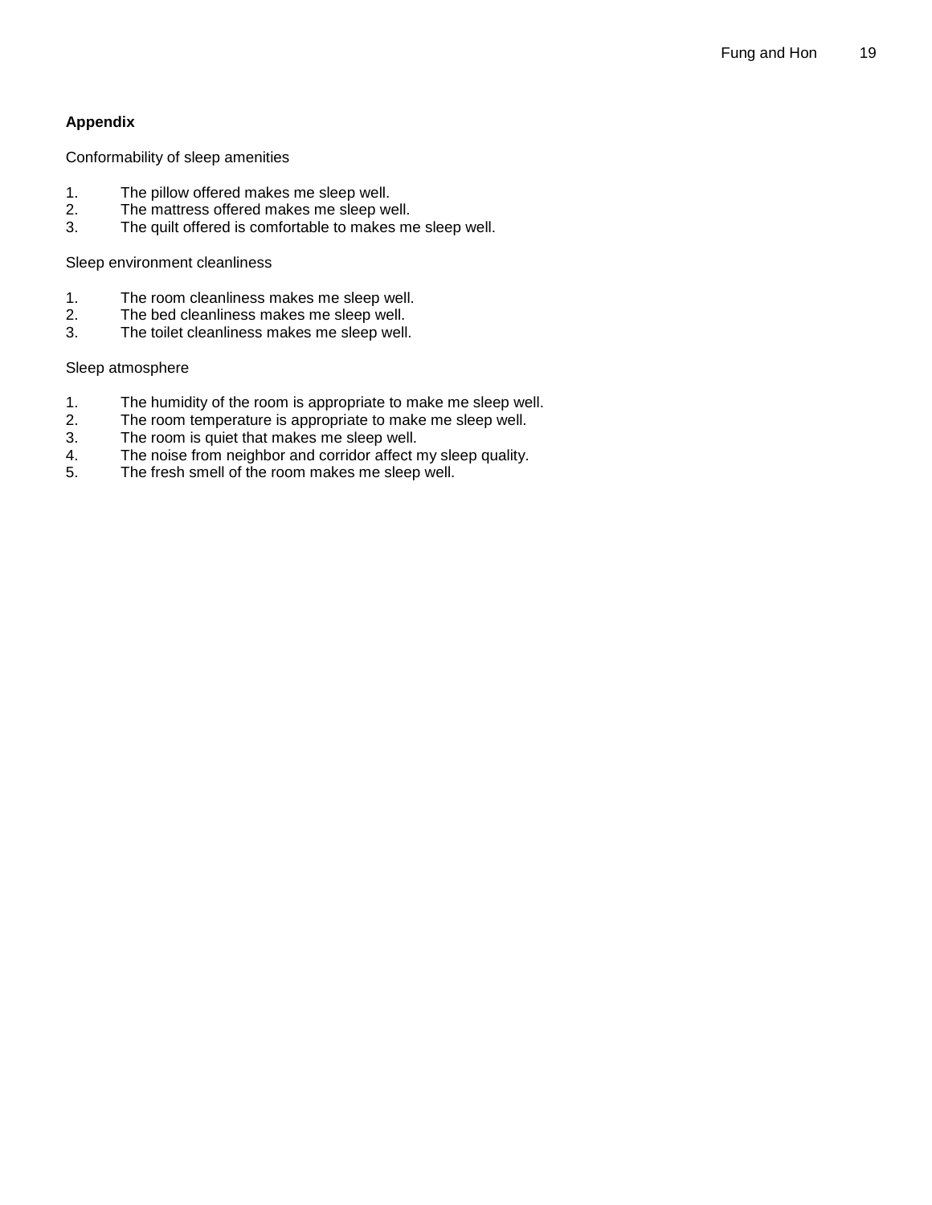## Appendix

Conformability of sleep amenities

1. The pillow offered makes me sleep well.
2. The mattress offered makes me sleep well.
3. The quilt offered is comfortable to makes me sleep well.

Sleep environment cleanliness

1. The room cleanliness makes me sleep well.
2. The bed cleanliness makes me sleep well.
3. The toilet cleanliness makes me sleep well.

Sleep atmosphere

1. The humidity of the room is appropriate to make me sleep well.
2. The room temperature is appropriate to make me sleep well.
3. The room is quiet that makes me sleep well.
4. The noise from neighbor and corridor affect my sleep quality.
5. The fresh smell of the room makes me sleep well.